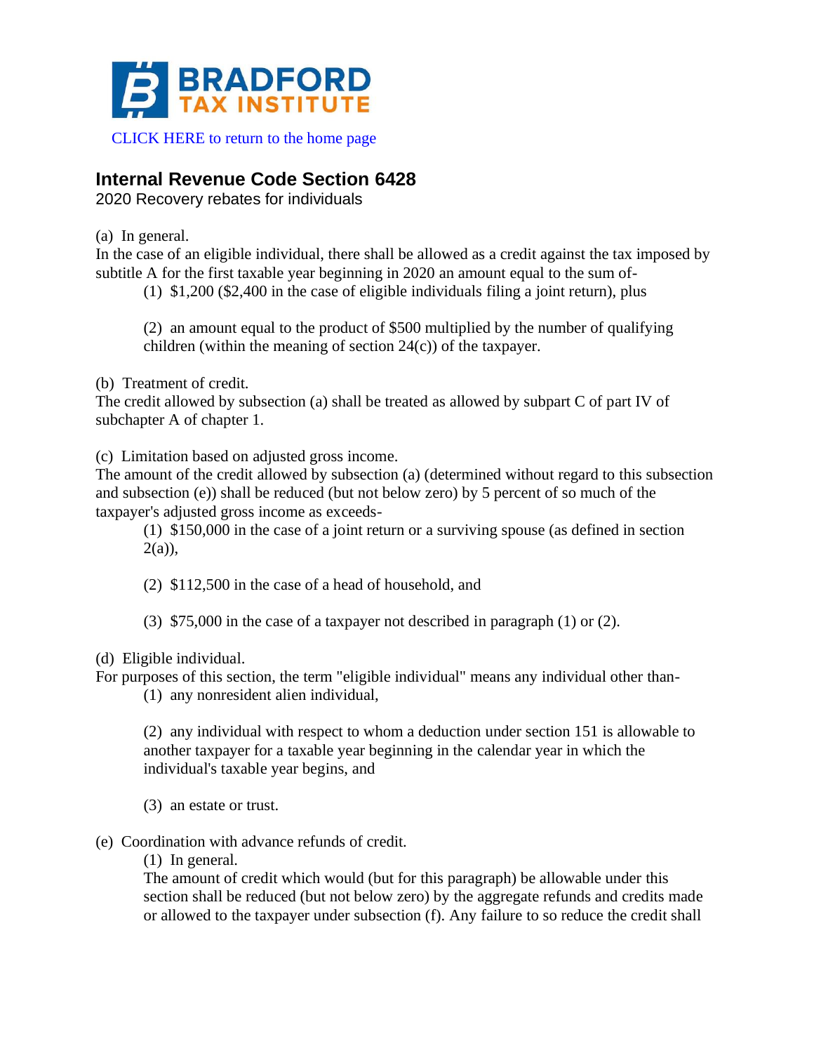BRADFORD TAX INSTITUTE

CLICK HERE to return to the home page

## Internal Revenue Code Section 6428

2020 Recovery rebates for individuals

(a) In general.

In the case of an eligible individual, there shall be allowed as a credit against the tax imposed by subtitle A for the first taxable year beginning in 2020 an amount equal to the sum of-

(1) $1,200 ($2,400 in the case of eligible individuals filing a joint return), plus

(2) an amount equal to the product of $500 multiplied by the number of qualifying children (within the meaning of section 24(c)) of the taxpayer.

(b) Treatment of credit.

The credit allowed by subsection (a) shall be treated as allowed by subpart C of part IV of subchapter A of chapter 1.

(c) Limitation based on adjusted gross income.

The amount of the credit allowed by subsection (a) (determined without regard to this subsection and subsection (e)) shall be reduced (but not below zero) by 5 percent of so much of the taxpayer's adjusted gross income as exceeds-

(1) $150,000 in the case of a joint return or a surviving spouse (as defined in section 2(a)),

(2) $112,500 in the case of a head of household, and

(3) $75,000 in the case of a taxpayer not described in paragraph (1) or (2).

(d) Eligible individual.

For purposes of this section, the term "eligible individual" means any individual other than-

(1) any nonresident alien individual,

(2) any individual with respect to whom a deduction under section 151 is allowable to another taxpayer for a taxable year beginning in the calendar year in which the individual's taxable year begins, and

(3) an estate or trust.

(e) Coordination with advance refunds of credit.

(1) In general.

The amount of credit which would (but for this paragraph) be allowable under this section shall be reduced (but not below zero) by the aggregate refunds and credits made or allowed to the taxpayer under subsection (f). Any failure to so reduce the credit shall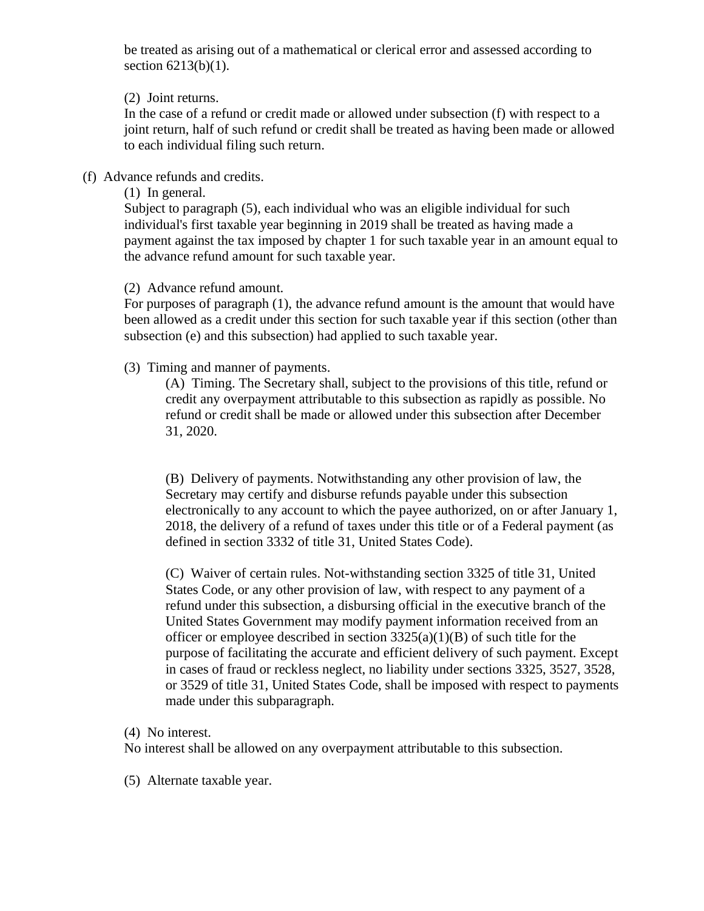be treated as arising out of a mathematical or clerical error and assessed according to section 6213(b)(1).

(2) Joint returns.
In the case of a refund or credit made or allowed under subsection (f) with respect to a joint return, half of such refund or credit shall be treated as having been made or allowed to each individual filing such return.

(f) Advance refunds and credits.

(1) In general.
Subject to paragraph (5), each individual who was an eligible individual for such individual's first taxable year beginning in 2019 shall be treated as having made a payment against the tax imposed by chapter 1 for such taxable year in an amount equal to the advance refund amount for such taxable year.

(2) Advance refund amount.
For purposes of paragraph (1), the advance refund amount is the amount that would have been allowed as a credit under this section for such taxable year if this section (other than subsection (e) and this subsection) had applied to such taxable year.

(3) Timing and manner of payments.

(A) Timing. The Secretary shall, subject to the provisions of this title, refund or credit any overpayment attributable to this subsection as rapidly as possible. No refund or credit shall be made or allowed under this subsection after December 31, 2020.

(B) Delivery of payments. Notwithstanding any other provision of law, the Secretary may certify and disburse refunds payable under this subsection electronically to any account to which the payee authorized, on or after January 1, 2018, the delivery of a refund of taxes under this title or of a Federal payment (as defined in section 3332 of title 31, United States Code).

(C) Waiver of certain rules. Not-withstanding section 3325 of title 31, United States Code, or any other provision of law, with respect to any payment of a refund under this subsection, a disbursing official in the executive branch of the United States Government may modify payment information received from an officer or employee described in section 3325(a)(1)(B) of such title for the purpose of facilitating the accurate and efficient delivery of such payment. Except in cases of fraud or reckless neglect, no liability under sections 3325, 3527, 3528, or 3529 of title 31, United States Code, shall be imposed with respect to payments made under this subparagraph.

(4) No interest.
No interest shall be allowed on any overpayment attributable to this subsection.

(5) Alternate taxable year.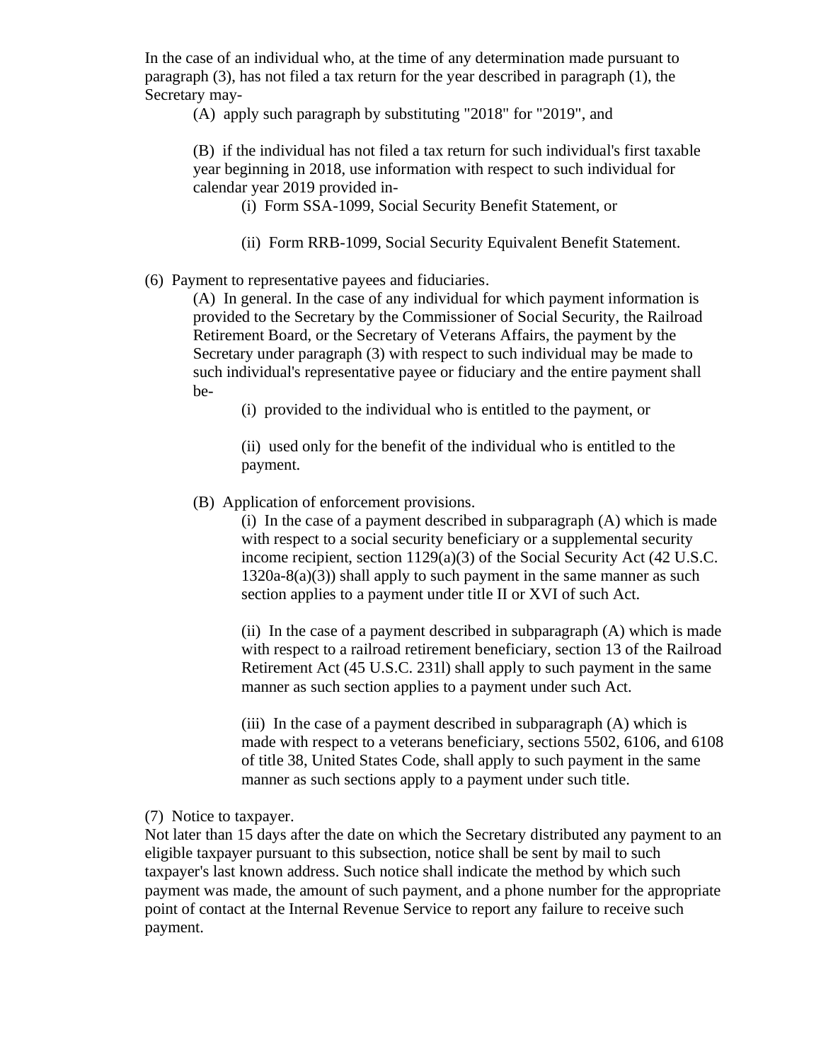In the case of an individual who, at the time of any determination made pursuant to paragraph (3), has not filed a tax return for the year described in paragraph (1), the Secretary may-

(A) apply such paragraph by substituting "2018" for "2019", and

(B) if the individual has not filed a tax return for such individual's first taxable year beginning in 2018, use information with respect to such individual for calendar year 2019 provided in-

(i) Form SSA-1099, Social Security Benefit Statement, or

(ii) Form RRB-1099, Social Security Equivalent Benefit Statement.

(6) Payment to representative payees and fiduciaries.

(A) In general. In the case of any individual for which payment information is provided to the Secretary by the Commissioner of Social Security, the Railroad Retirement Board, or the Secretary of Veterans Affairs, the payment by the Secretary under paragraph (3) with respect to such individual may be made to such individual's representative payee or fiduciary and the entire payment shall be-

(i) provided to the individual who is entitled to the payment, or

(ii) used only for the benefit of the individual who is entitled to the payment.

(B) Application of enforcement provisions.

(i) In the case of a payment described in subparagraph (A) which is made with respect to a social security beneficiary or a supplemental security income recipient, section 1129(a)(3) of the Social Security Act (42 U.S.C. 1320a-8(a)(3)) shall apply to such payment in the same manner as such section applies to a payment under title II or XVI of such Act.

(ii) In the case of a payment described in subparagraph (A) which is made with respect to a railroad retirement beneficiary, section 13 of the Railroad Retirement Act (45 U.S.C. 231l) shall apply to such payment in the same manner as such section applies to a payment under such Act.

(iii) In the case of a payment described in subparagraph (A) which is made with respect to a veterans beneficiary, sections 5502, 6106, and 6108 of title 38, United States Code, shall apply to such payment in the same manner as such sections apply to a payment under such title.

(7) Notice to taxpayer.

Not later than 15 days after the date on which the Secretary distributed any payment to an eligible taxpayer pursuant to this subsection, notice shall be sent by mail to such taxpayer's last known address. Such notice shall indicate the method by which such payment was made, the amount of such payment, and a phone number for the appropriate point of contact at the Internal Revenue Service to report any failure to receive such payment.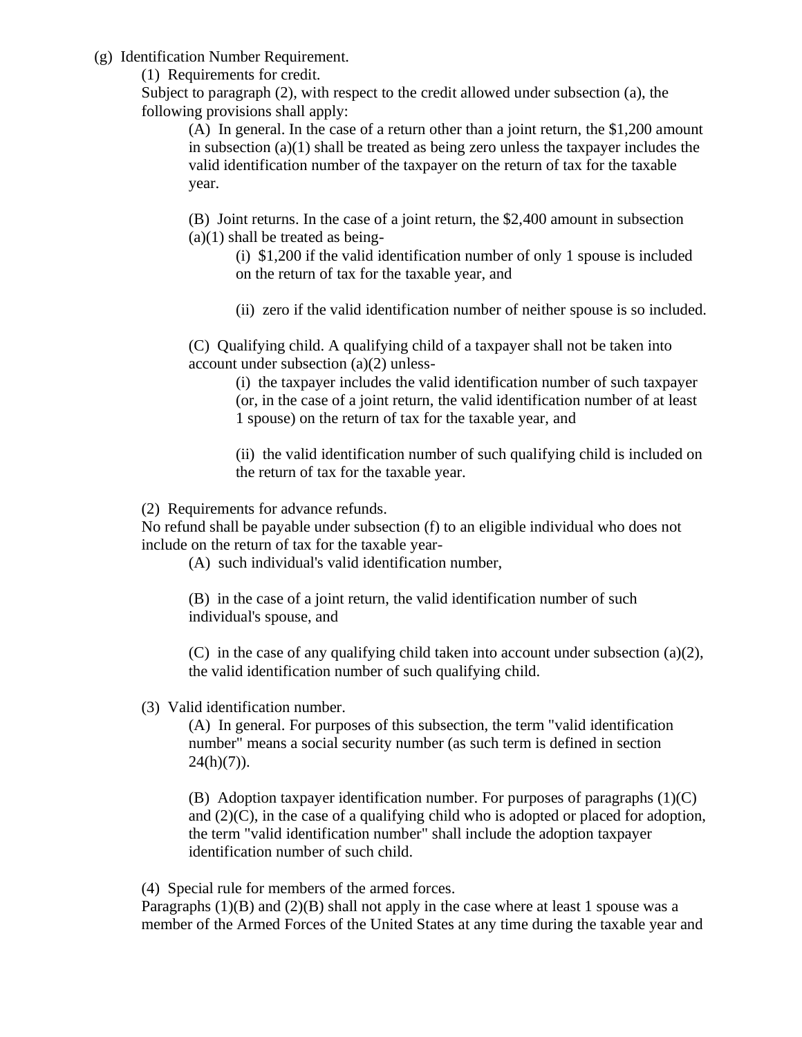(g) Identification Number Requirement.

(1) Requirements for credit.

Subject to paragraph (2), with respect to the credit allowed under subsection (a), the following provisions shall apply:

(A) In general. In the case of a return other than a joint return, the $1,200 amount in subsection (a)(1) shall be treated as being zero unless the taxpayer includes the valid identification number of the taxpayer on the return of tax for the taxable year.

(B) Joint returns. In the case of a joint return, the $2,400 amount in subsection (a)(1) shall be treated as being-

(i) $1,200 if the valid identification number of only 1 spouse is included on the return of tax for the taxable year, and

(ii) zero if the valid identification number of neither spouse is so included.

(C) Qualifying child. A qualifying child of a taxpayer shall not be taken into account under subsection (a)(2) unless-

(i) the taxpayer includes the valid identification number of such taxpayer (or, in the case of a joint return, the valid identification number of at least 1 spouse) on the return of tax for the taxable year, and

(ii) the valid identification number of such qualifying child is included on the return of tax for the taxable year.

(2) Requirements for advance refunds.

No refund shall be payable under subsection (f) to an eligible individual who does not include on the return of tax for the taxable year-

(A) such individual's valid identification number,

(B) in the case of a joint return, the valid identification number of such individual's spouse, and

(C) in the case of any qualifying child taken into account under subsection (a)(2), the valid identification number of such qualifying child.

(3) Valid identification number.

(A) In general. For purposes of this subsection, the term "valid identification number" means a social security number (as such term is defined in section 24(h)(7)).

(B) Adoption taxpayer identification number. For purposes of paragraphs (1)(C) and (2)(C), in the case of a qualifying child who is adopted or placed for adoption, the term "valid identification number" shall include the adoption taxpayer identification number of such child.

(4) Special rule for members of the armed forces.

Paragraphs (1)(B) and (2)(B) shall not apply in the case where at least 1 spouse was a member of the Armed Forces of the United States at any time during the taxable year and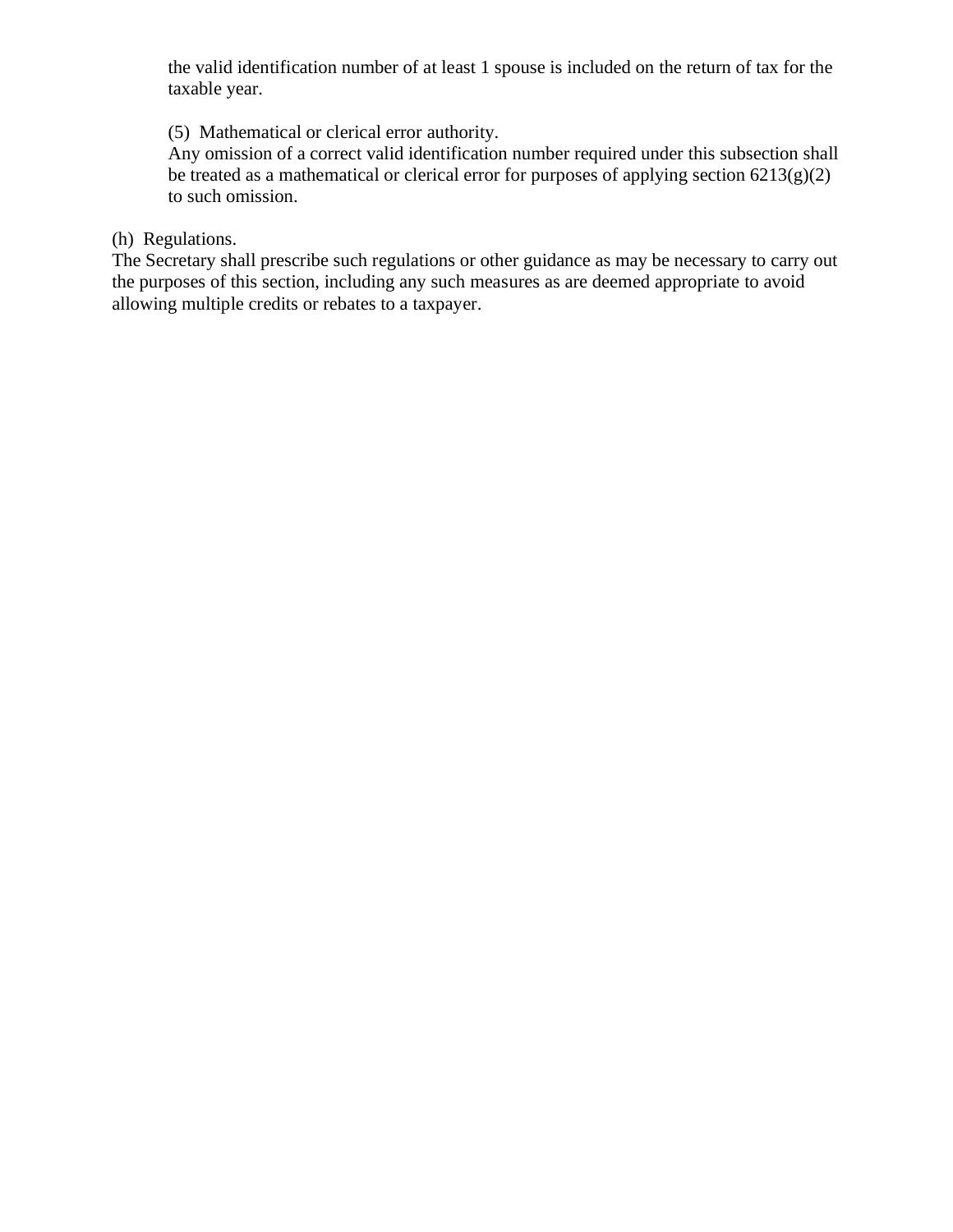the valid identification number of at least 1 spouse is included on the return of tax for the taxable year.

(5) Mathematical or clerical error authority.
Any omission of a correct valid identification number required under this subsection shall be treated as a mathematical or clerical error for purposes of applying section 6213(g)(2) to such omission.

(h) Regulations.
The Secretary shall prescribe such regulations or other guidance as may be necessary to carry out the purposes of this section, including any such measures as are deemed appropriate to avoid allowing multiple credits or rebates to a taxpayer.